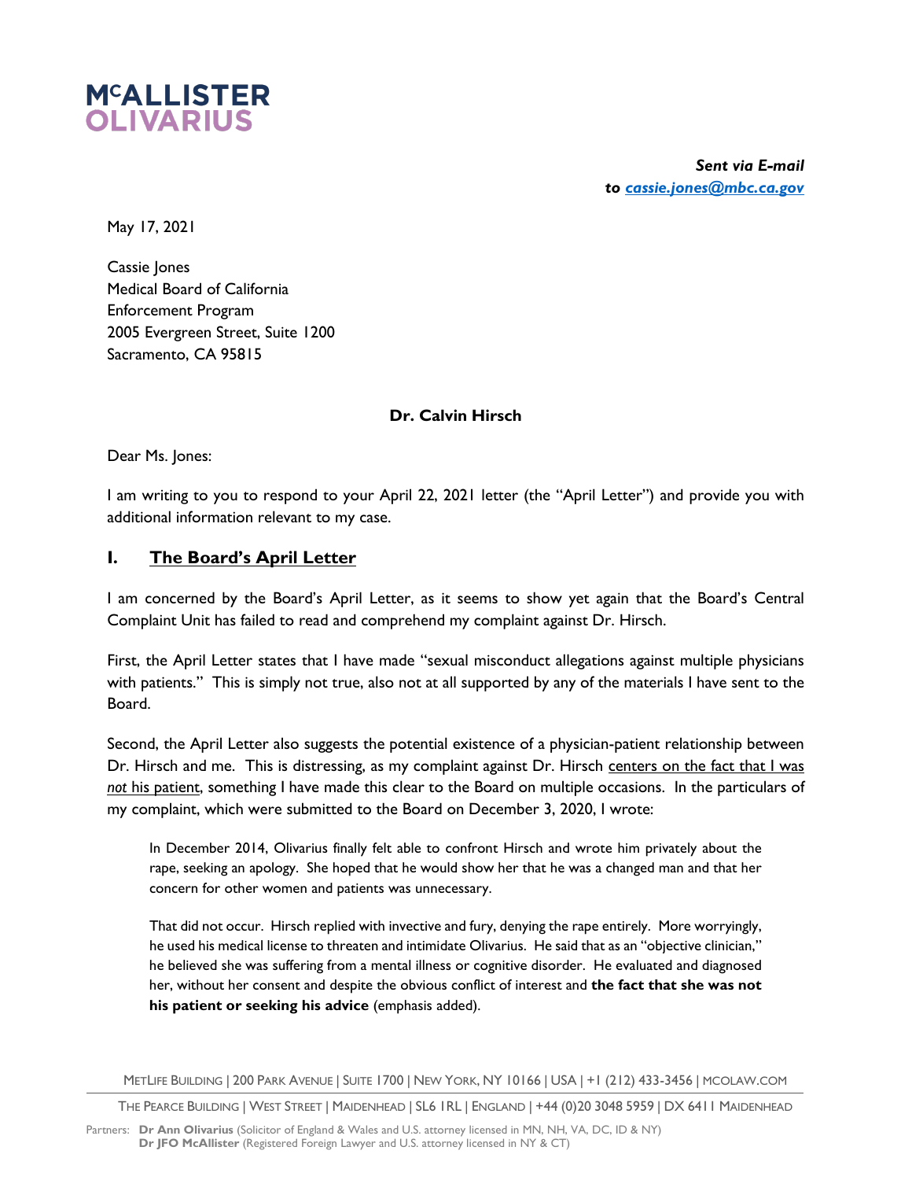# McALLISTER OLIVARIUS

***Sent via E-mail to [cassie.jones@mbc.ca.gov](mailto:cassie.jones@mbc.ca.gov)***

May 17, 2021

Cassie Jones
Medical Board of California
Enforcement Program
2005 Evergreen Street, Suite 1200
Sacramento, CA 95815

**Dr. Calvin Hirsch**

Dear Ms. Jones:

I am writing to you to respond to your April 22, 2021 letter (the "April Letter") and provide you with additional information relevant to my case.

## I. The Board's April Letter

I am concerned by the Board's April Letter, as it seems to show yet again that the Board's Central Complaint Unit has failed to read and comprehend my complaint against Dr. Hirsch.

First, the April Letter states that I have made "sexual misconduct allegations against multiple physicians with patients." This is simply not true, also not at all supported by any of the materials I have sent to the Board.

Second, the April Letter also suggests the potential existence of a physician-patient relationship between Dr. Hirsch and me. This is distressing, as my complaint against Dr. Hirsch centers on the fact that I was *not* his patient, something I have made this clear to the Board on multiple occasions. In the particulars of my complaint, which were submitted to the Board on December 3, 2020, I wrote:

> In December 2014, Olivarius finally felt able to confront Hirsch and wrote him privately about the rape, seeking an apology. She hoped that he would show her that he was a changed man and that her concern for other women and patients was unnecessary.
>
> That did not occur. Hirsch replied with invective and fury, denying the rape entirely. More worryingly, he used his medical license to threaten and intimidate Olivarius. He said that as an "objective clinician," he believed she was suffering from a mental illness or cognitive disorder. He evaluated and diagnosed her, without her consent and despite the obvious conflict of interest and **the fact that she was not his patient or seeking his advice** (emphasis added).

METLIFE BUILDING | 200 PARK AVENUE | SUITE 1700 | NEW YORK, NY 10166 | USA | +1 (212) 433-3456 | MCOLAW.COM

THE PEARCE BUILDING | WEST STREET | MAIDENHEAD | SL6 1RL | ENGLAND | +44 (0)20 3048 5959 | DX 6411 MAIDENHEAD

Partners: **Dr Ann Olivarius** (Solicitor of England & Wales and U.S. attorney licensed in MN, NH, VA, DC, ID & NY)
**Dr JFO McAllister** (Registered Foreign Lawyer and U.S. attorney licensed in NY & CT)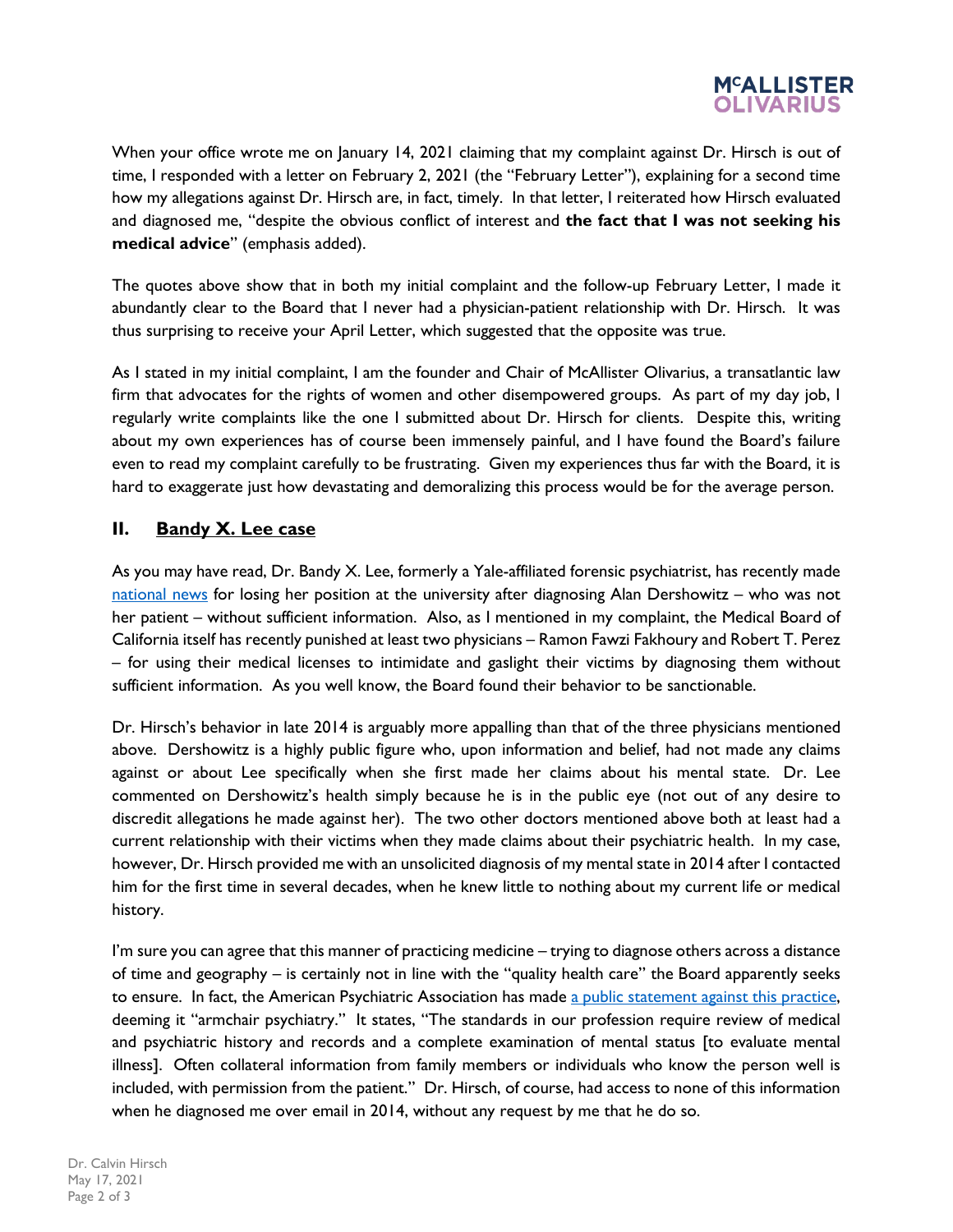When your office wrote me on January 14, 2021 claiming that my complaint against Dr. Hirsch is out of time, I responded with a letter on February 2, 2021 (the "February Letter"), explaining for a second time how my allegations against Dr. Hirsch are, in fact, timely. In that letter, I reiterated how Hirsch evaluated and diagnosed me, "despite the obvious conflict of interest and **the fact that I was not seeking his medical advice**" (emphasis added).

The quotes above show that in both my initial complaint and the follow-up February Letter, I made it abundantly clear to the Board that I never had a physician-patient relationship with Dr. Hirsch. It was thus surprising to receive your April Letter, which suggested that the opposite was true.

As I stated in my initial complaint, I am the founder and Chair of McAllister Olivarius, a transatlantic law firm that advocates for the rights of women and other disempowered groups. As part of my day job, I regularly write complaints like the one I submitted about Dr. Hirsch for clients. Despite this, writing about my own experiences has of course been immensely painful, and I have found the Board's failure even to read my complaint carefully to be frustrating. Given my experiences thus far with the Board, it is hard to exaggerate just how devastating and demoralizing this process would be for the average person.

## II. Bandy X. Lee case

As you may have read, Dr. Bandy X. Lee, formerly a Yale-affiliated forensic psychiatrist, has recently made [national news](#) for losing her position at the university after diagnosing Alan Dershowitz – who was not her patient – without sufficient information. Also, as I mentioned in my complaint, the Medical Board of California itself has recently punished at least two physicians – Ramon Fawzi Fakhoury and Robert T. Perez – for using their medical licenses to intimidate and gaslight their victims by diagnosing them without sufficient information. As you well know, the Board found their behavior to be sanctionable.

Dr. Hirsch's behavior in late 2014 is arguably more appalling than that of the three physicians mentioned above. Dershowitz is a highly public figure who, upon information and belief, had not made any claims against or about Lee specifically when she first made her claims about his mental state. Dr. Lee commented on Dershowitz's health simply because he is in the public eye (not out of any desire to discredit allegations he made against her). The two other doctors mentioned above both at least had a current relationship with their victims when they made claims about their psychiatric health. In my case, however, Dr. Hirsch provided me with an unsolicited diagnosis of my mental state in 2014 after I contacted him for the first time in several decades, when he knew little to nothing about my current life or medical history.

I'm sure you can agree that this manner of practicing medicine – trying to diagnose others across a distance of time and geography – is certainly not in line with the "quality health care" the Board apparently seeks to ensure. In fact, the American Psychiatric Association has made [a public statement against this practice](#), deeming it "armchair psychiatry." It states, "The standards in our profession require review of medical and psychiatric history and records and a complete examination of mental status [to evaluate mental illness]. Often collateral information from family members or individuals who know the person well is included, with permission from the patient." Dr. Hirsch, of course, had access to none of this information when he diagnosed me over email in 2014, without any request by me that he do so.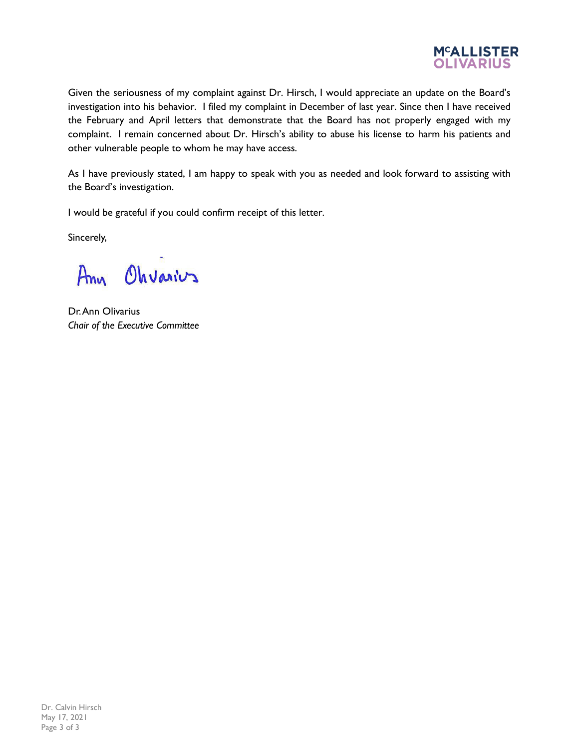Given the seriousness of my complaint against Dr. Hirsch, I would appreciate an update on the Board's investigation into his behavior. I filed my complaint in December of last year. Since then I have received the February and April letters that demonstrate that the Board has not properly engaged with my complaint. I remain concerned about Dr. Hirsch's ability to abuse his license to harm his patients and other vulnerable people to whom he may have access.

As I have previously stated, I am happy to speak with you as needed and look forward to assisting with the Board's investigation.

I would be grateful if you could confirm receipt of this letter.

Sincerely,

Ann Olivarius

Dr. Ann Olivarius
*Chair of the Executive Committee*